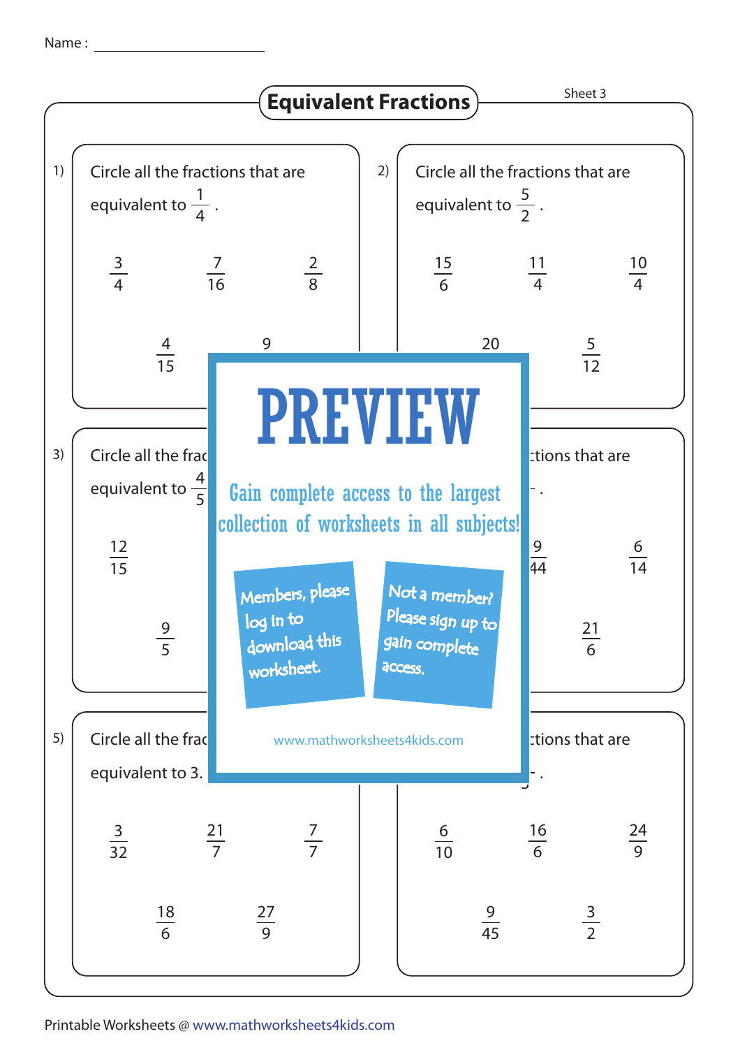Name : ____________________

# Equivalent Fractions

Sheet 3

1) Circle all the fractions that are equivalent to $\frac{1}{4}$.

$\frac{3}{4}$ $\frac{7}{16}$ $\frac{2}{8}$

$\frac{4}{15}$ 9

2) Circle all the fractions that are equivalent to $\frac{5}{2}$.

$\frac{15}{6}$ $\frac{11}{4}$ $\frac{10}{4}$

20 $\frac{5}{12}$

PREVIEW

Gain complete access to the largest collection of worksheets in all subjects!

Members, please log in to download this worksheet.

Not a member? Please sign up to gain complete access.

www.mathworksheets4kids.com

3) Circle all the frac equivalent to $\frac{4}{5}$

$\frac{12}{15}$

$\frac{9}{5}$

ctions that are

$\frac{9}{44}$ $\frac{6}{14}$

$\frac{21}{6}$

5) Circle all the frac equivalent to 3.

$\frac{3}{32}$ $\frac{21}{7}$ $\frac{7}{7}$

$\frac{18}{6}$ $\frac{27}{9}$

ctions that are

$\frac{6}{10}$ $\frac{16}{6}$ $\frac{24}{9}$

$\frac{9}{45}$ $\frac{3}{2}$

Printable Worksheets @ www.mathworksheets4kids.com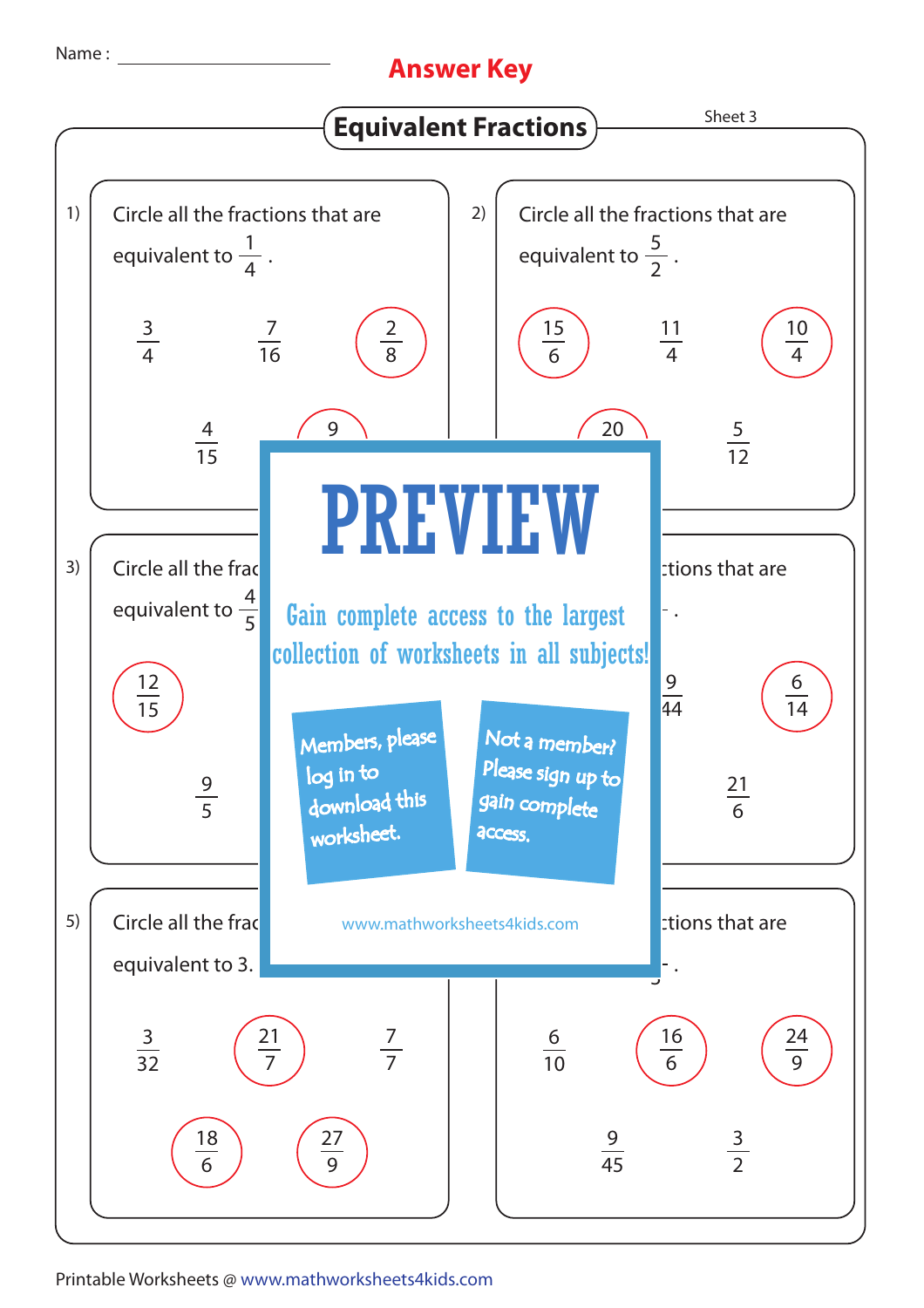Name : ____________________

**Answer Key**

# Equivalent Fractions

Sheet 3

1) Circle all the fractions that are equivalent to $\frac{1}{4}$.

$\frac{3}{4}$ $\frac{7}{16}$ $\frac{2}{8}$ (circled)

$\frac{4}{15}$ 9 (circled)

2) Circle all the fractions that are equivalent to $\frac{5}{2}$.

$\frac{15}{6}$ (circled) $\frac{11}{4}$ $\frac{10}{4}$ (circled)

20 (circled) $\frac{5}{12}$

**PREVIEW**

Gain complete access to the largest collection of worksheets in all subjects!

Members, please log in to download this worksheet.

Not a member? Please sign up to gain complete access.

www.mathworksheets4kids.com

3) Circle all the frac... equivalent to $\frac{4}{5}$

$\frac{12}{15}$ (circled)

$\frac{9}{5}$

4) ...ctions that are ... .

$\frac{9}{44}$ $\frac{6}{14}$ (circled)

$\frac{21}{6}$

5) Circle all the frac... equivalent to 3.

$\frac{3}{32}$ $\frac{21}{7}$ (circled) $\frac{7}{7}$

$\frac{18}{6}$ (circled) $\frac{27}{9}$ (circled)

6) ...ctions that are ... .

$\frac{6}{10}$ $\frac{16}{6}$ (circled) $\frac{24}{9}$ (circled)

$\frac{9}{45}$ $\frac{3}{2}$

Printable Worksheets @ www.mathworksheets4kids.com